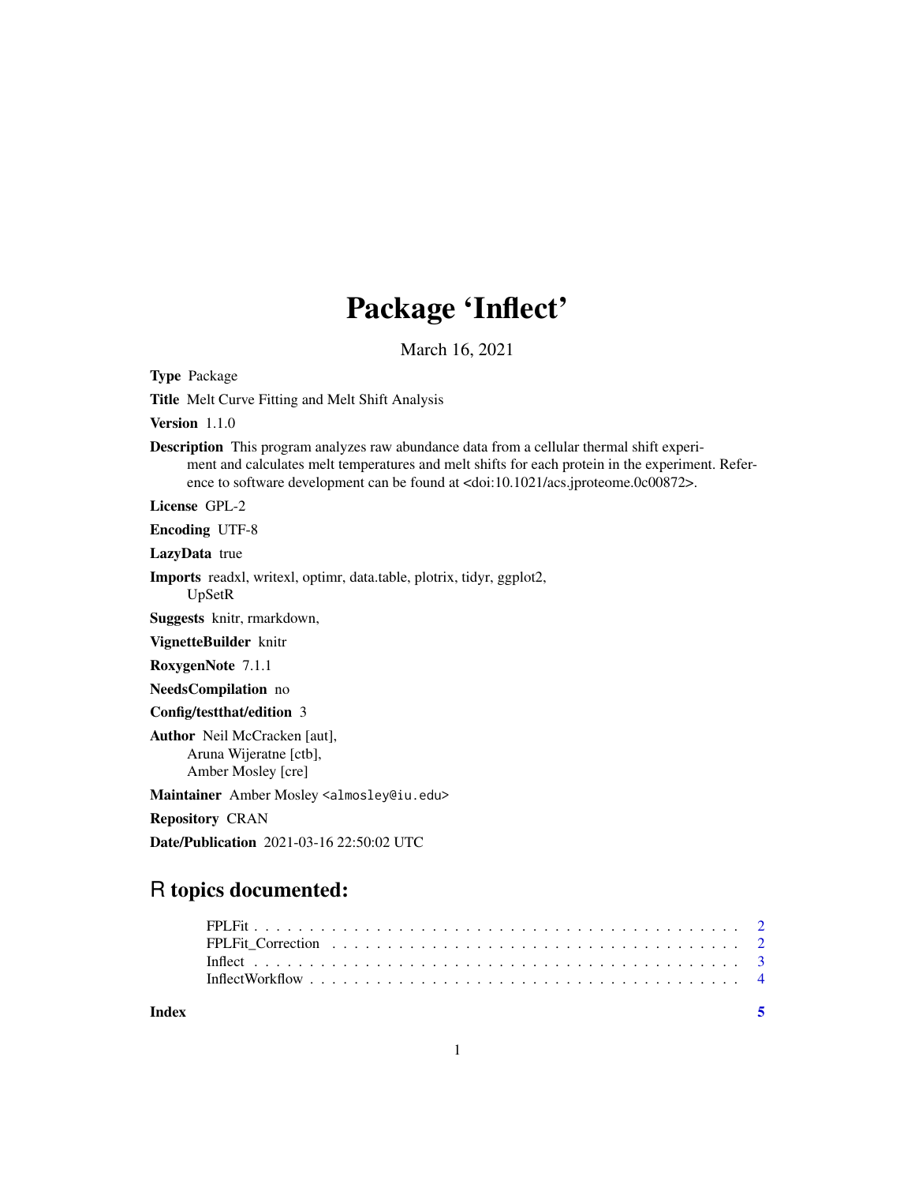# Package 'Inflect'

March 16, 2021

**Type** Package

**Title** Melt Curve Fitting and Melt Shift Analysis

**Version** 1.1.0

**Description** This program analyzes raw abundance data from a cellular thermal shift experiment and calculates melt temperatures and melt shifts for each protein in the experiment. Reference to software development can be found at <doi:10.1021/acs.jproteome.0c00872>.

**License** GPL-2

**Encoding** UTF-8

**LazyData** true

**Imports** readxl, writexl, optimr, data.table, plotrix, tidyr, ggplot2, UpSetR

**Suggests** knitr, rmarkdown,

**VignetteBuilder** knitr

**RoxygenNote** 7.1.1

**NeedsCompilation** no

**Config/testthat/edition** 3

**Author** Neil McCracken [aut], Aruna Wijeratne [ctb], Amber Mosley [cre]

**Maintainer** Amber Mosley <almosley@iu.edu>

**Repository** CRAN

**Date/Publication** 2021-03-16 22:50:02 UTC

## R topics documented:

- FPLFit . . . . . . . . . . . . . . . . . . . . . . . . . . . . . . . . . . . . . . . . . 2
- FPLFit_Correction . . . . . . . . . . . . . . . . . . . . . . . . . . . . . . . . . . 2
- Inflect . . . . . . . . . . . . . . . . . . . . . . . . . . . . . . . . . . . . . . . . . 3
- InflectWorkflow . . . . . . . . . . . . . . . . . . . . . . . . . . . . . . . . . . . 4

**Index** **5**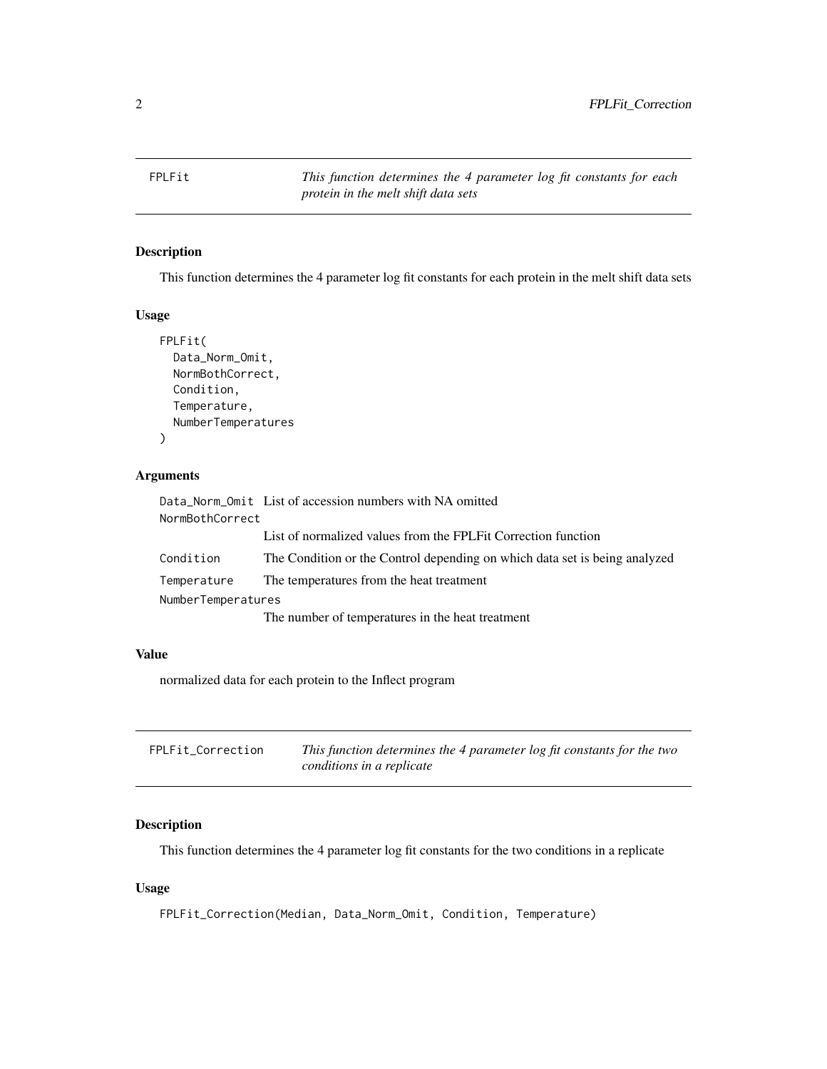## FPLFit

*This function determines the 4 parameter log fit constants for each protein in the melt shift data sets*

### Description

This function determines the 4 parameter log fit constants for each protein in the melt shift data sets

### Usage

```
FPLFit(
  Data_Norm_Omit,
  NormBothCorrect,
  Condition,
  Temperature,
  NumberTemperatures
)
```

### Arguments

| Argument | Description |
|---|---|
| Data_Norm_Omit | List of accession numbers with NA omitted |
| NormBothCorrect | List of normalized values from the FPLFit Correction function |
| Condition | The Condition or the Control depending on which data set is being analyzed |
| Temperature | The temperatures from the heat treatment |
| NumberTemperatures | The number of temperatures in the heat treatment |

### Value

normalized data for each protein to the Inflect program

## FPLFit_Correction

*This function determines the 4 parameter log fit constants for the two conditions in a replicate*

### Description

This function determines the 4 parameter log fit constants for the two conditions in a replicate

### Usage

```
FPLFit_Correction(Median, Data_Norm_Omit, Condition, Temperature)
```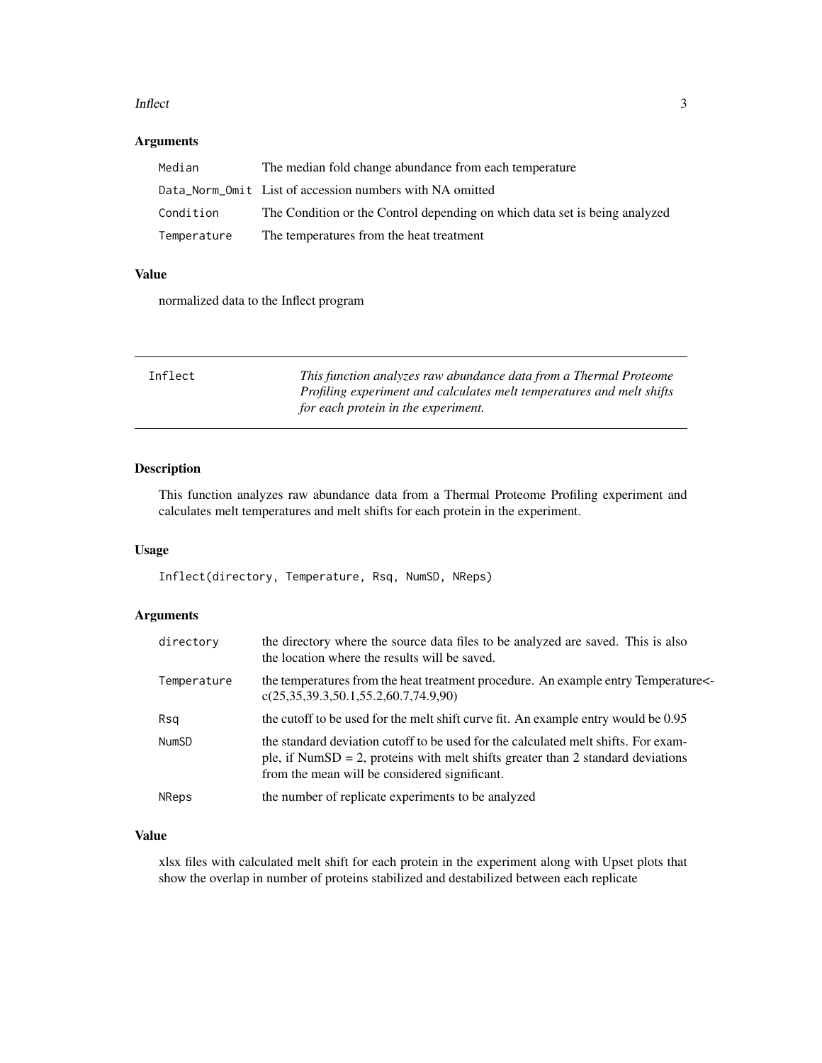## Arguments

| | |
|---|---|
| `Median` | The median fold change abundance from each temperature |
| `Data_Norm_Omit` | List of accession numbers with NA omitted |
| `Condition` | The Condition or the Control depending on which data set is being analyzed |
| `Temperature` | The temperatures from the heat treatment |

## Value

normalized data to the Inflect program

---

`Inflect` *This function analyzes raw abundance data from a Thermal Proteome Profiling experiment and calculates melt temperatures and melt shifts for each protein in the experiment.*

---

## Description

This function analyzes raw abundance data from a Thermal Proteome Profiling experiment and calculates melt temperatures and melt shifts for each protein in the experiment.

## Usage

```
Inflect(directory, Temperature, Rsq, NumSD, NReps)
```

## Arguments

| | |
|---|---|
| `directory` | the directory where the source data files to be analyzed are saved. This is also the location where the results will be saved. |
| `Temperature` | the temperatures from the heat treatment procedure. An example entry Temperature<-c(25,35,39.3,50.1,55.2,60.7,74.9,90) |
| `Rsq` | the cutoff to be used for the melt shift curve fit. An example entry would be 0.95 |
| `NumSD` | the standard deviation cutoff to be used for the calculated melt shifts. For example, if NumSD = 2, proteins with melt shifts greater than 2 standard deviations from the mean will be considered significant. |
| `NReps` | the number of replicate experiments to be analyzed |

## Value

xlsx files with calculated melt shift for each protein in the experiment along with Upset plots that show the overlap in number of proteins stabilized and destabilized between each replicate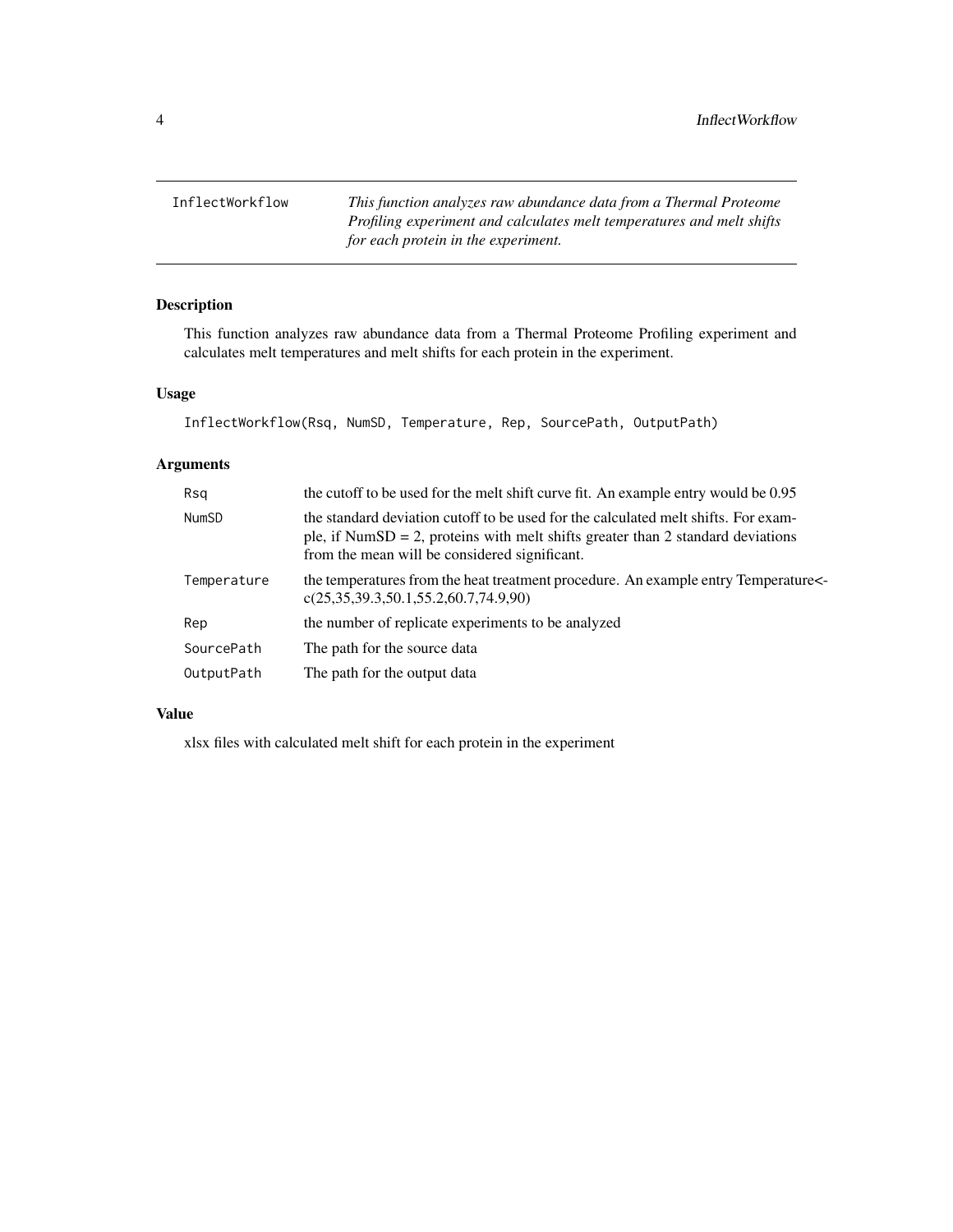## InflectWorkflow

*This function analyzes raw abundance data from a Thermal Proteome Profiling experiment and calculates melt temperatures and melt shifts for each protein in the experiment.*

### Description

This function analyzes raw abundance data from a Thermal Proteome Profiling experiment and calculates melt temperatures and melt shifts for each protein in the experiment.

### Usage

```
InflectWorkflow(Rsq, NumSD, Temperature, Rep, SourcePath, OutputPath)
```

### Arguments

| Argument | Description |
|---|---|
| Rsq | the cutoff to be used for the melt shift curve fit. An example entry would be 0.95 |
| NumSD | the standard deviation cutoff to be used for the calculated melt shifts. For example, if NumSD = 2, proteins with melt shifts greater than 2 standard deviations from the mean will be considered significant. |
| Temperature | the temperatures from the heat treatment procedure. An example entry Temperature<-c(25,35,39.3,50.1,55.2,60.7,74.9,90) |
| Rep | the number of replicate experiments to be analyzed |
| SourcePath | The path for the source data |
| OutputPath | The path for the output data |

### Value

xlsx files with calculated melt shift for each protein in the experiment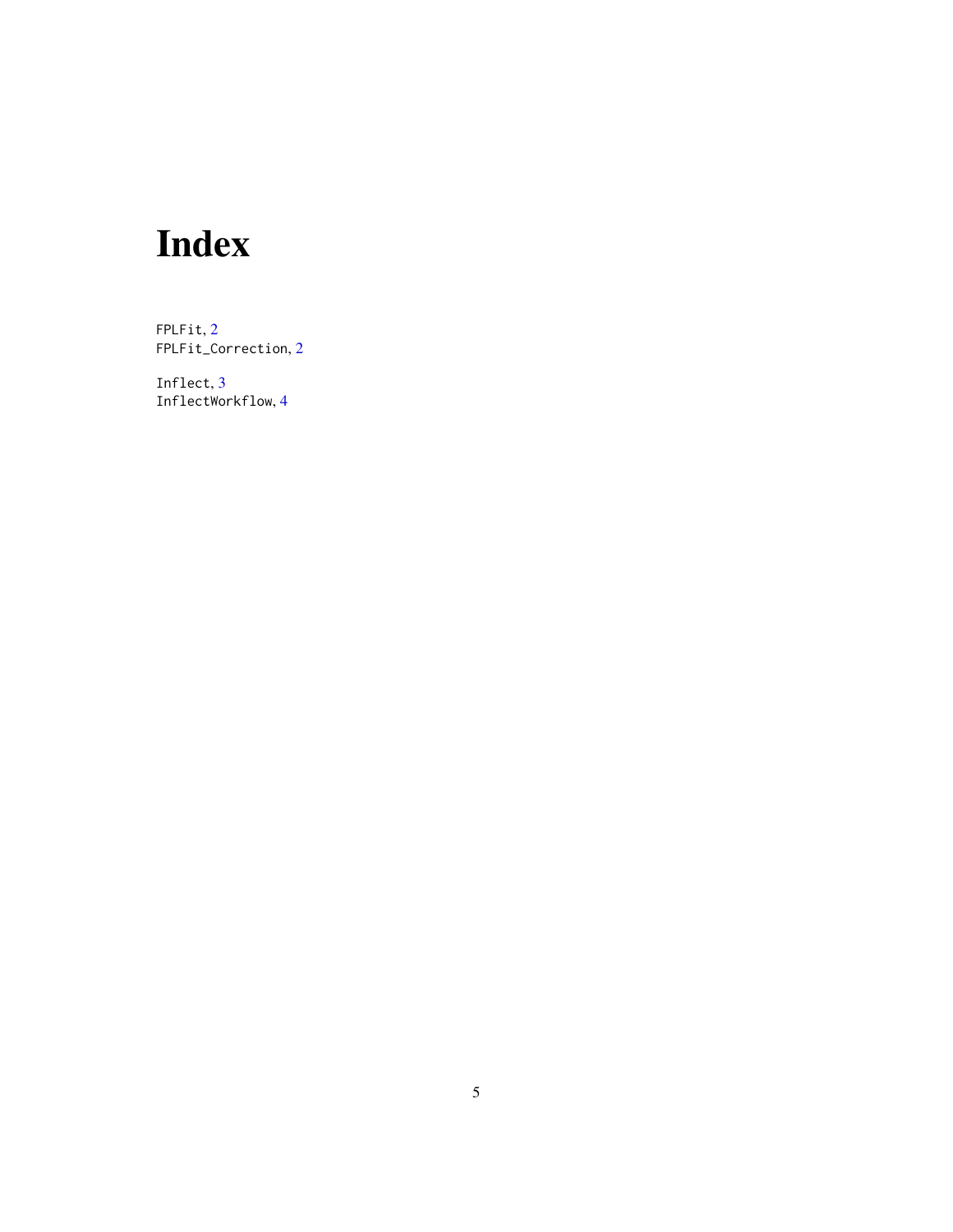# Index

FPLFit, 2
FPLFit_Correction, 2

Inflect, 3
InflectWorkflow, 4